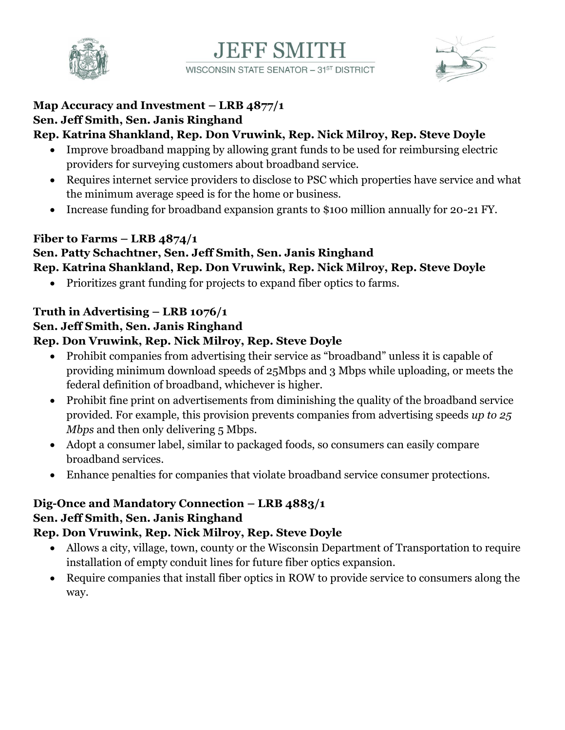# JEFF SMITH

WISCONSIN STATE SENATOR – 31ST DISTRICT

**Map Accuracy and Investment – LRB 4877/1**
**Sen. Jeff Smith, Sen. Janis Ringhand**
**Rep. Katrina Shankland, Rep. Don Vruwink, Rep. Nick Milroy, Rep. Steve Doyle**

- Improve broadband mapping by allowing grant funds to be used for reimbursing electric providers for surveying customers about broadband service.
- Requires internet service providers to disclose to PSC which properties have service and what the minimum average speed is for the home or business.
- Increase funding for broadband expansion grants to $100 million annually for 20-21 FY.

**Fiber to Farms – LRB 4874/1**
**Sen. Patty Schachtner, Sen. Jeff Smith, Sen. Janis Ringhand**
**Rep. Katrina Shankland, Rep. Don Vruwink, Rep. Nick Milroy, Rep. Steve Doyle**

- Prioritizes grant funding for projects to expand fiber optics to farms.

**Truth in Advertising – LRB 1076/1**
**Sen. Jeff Smith, Sen. Janis Ringhand**
**Rep. Don Vruwink, Rep. Nick Milroy, Rep. Steve Doyle**

- Prohibit companies from advertising their service as "broadband" unless it is capable of providing minimum download speeds of 25Mbps and 3 Mbps while uploading, or meets the federal definition of broadband, whichever is higher.
- Prohibit fine print on advertisements from diminishing the quality of the broadband service provided. For example, this provision prevents companies from advertising speeds *up to 25 Mbps* and then only delivering 5 Mbps.
- Adopt a consumer label, similar to packaged foods, so consumers can easily compare broadband services.
- Enhance penalties for companies that violate broadband service consumer protections.

**Dig-Once and Mandatory Connection – LRB 4883/1**
**Sen. Jeff Smith, Sen. Janis Ringhand**
**Rep. Don Vruwink, Rep. Nick Milroy, Rep. Steve Doyle**

- Allows a city, village, town, county or the Wisconsin Department of Transportation to require installation of empty conduit lines for future fiber optics expansion.
- Require companies that install fiber optics in ROW to provide service to consumers along the way.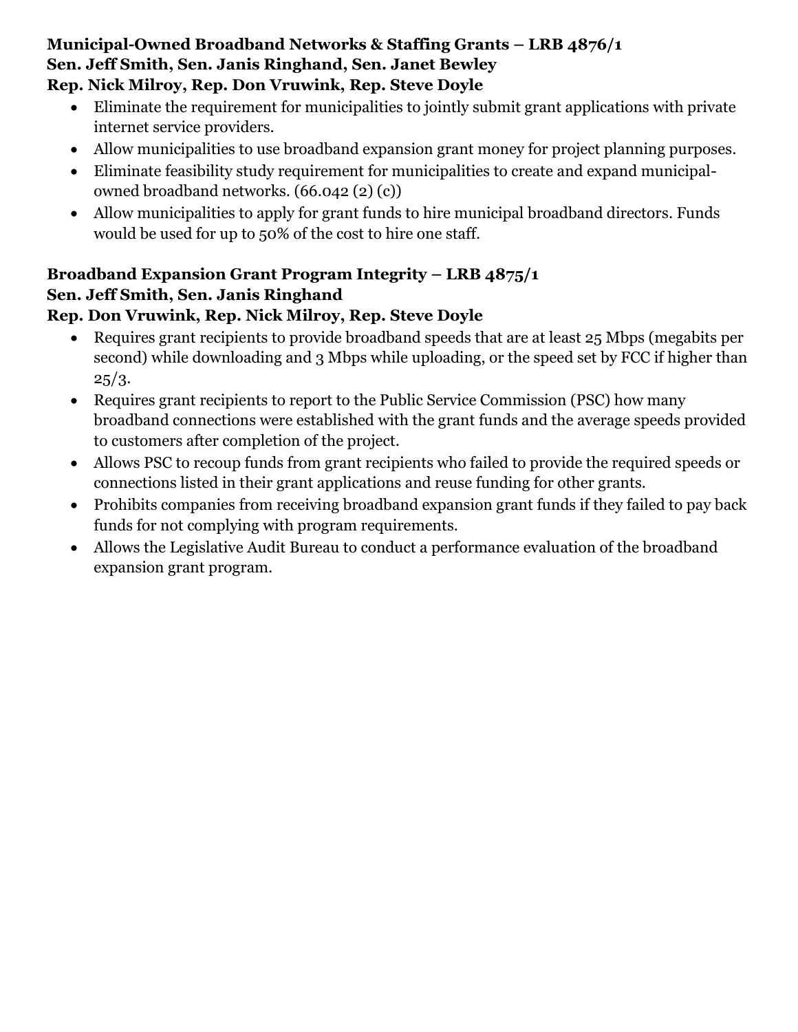**Municipal-Owned Broadband Networks & Staffing Grants – LRB 4876/1**
**Sen. Jeff Smith, Sen. Janis Ringhand, Sen. Janet Bewley**
**Rep. Nick Milroy, Rep. Don Vruwink, Rep. Steve Doyle**

- Eliminate the requirement for municipalities to jointly submit grant applications with private internet service providers.
- Allow municipalities to use broadband expansion grant money for project planning purposes.
- Eliminate feasibility study requirement for municipalities to create and expand municipal-owned broadband networks. (66.042 (2) (c))
- Allow municipalities to apply for grant funds to hire municipal broadband directors. Funds would be used for up to 50% of the cost to hire one staff.

**Broadband Expansion Grant Program Integrity – LRB 4875/1**
**Sen. Jeff Smith, Sen. Janis Ringhand**
**Rep. Don Vruwink, Rep. Nick Milroy, Rep. Steve Doyle**

- Requires grant recipients to provide broadband speeds that are at least 25 Mbps (megabits per second) while downloading and 3 Mbps while uploading, or the speed set by FCC if higher than 25/3.
- Requires grant recipients to report to the Public Service Commission (PSC) how many broadband connections were established with the grant funds and the average speeds provided to customers after completion of the project.
- Allows PSC to recoup funds from grant recipients who failed to provide the required speeds or connections listed in their grant applications and reuse funding for other grants.
- Prohibits companies from receiving broadband expansion grant funds if they failed to pay back funds for not complying with program requirements.
- Allows the Legislative Audit Bureau to conduct a performance evaluation of the broadband expansion grant program.